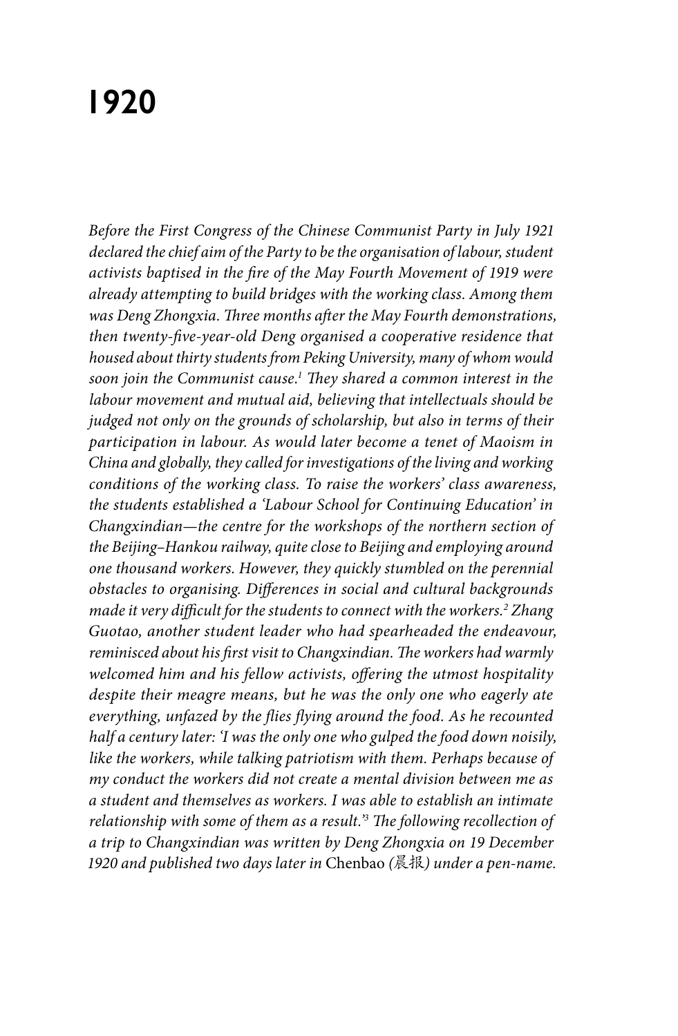# 1920

*Before the First Congress of the Chinese Communist Party in July 1921 declared the chief aim of the Party to be the organisation of labour, student activists baptised in the fire of the May Fourth Movement of 1919 were already attempting to build bridges with the working class. Among them was Deng Zhongxia. Three months after the May Fourth demonstrations, then twenty-five-year-old Deng organised a cooperative residence that housed about thirty students from Peking University, many of whom would soon join the Communist cause.[1] They shared a common interest in the labour movement and mutual aid, believing that intellectuals should be judged not only on the grounds of scholarship, but also in terms of their participation in labour. As would later become a tenet of Maoism in China and globally, they called for investigations of the living and working conditions of the working class. To raise the workers' class awareness, the students established a 'Labour School for Continuing Education' in Changxindian—the centre for the workshops of the northern section of the Beijing–Hankou railway, quite close to Beijing and employing around one thousand workers. However, they quickly stumbled on the perennial obstacles to organising. Differences in social and cultural backgrounds made it very difficult for the students to connect with the workers.[2] Zhang Guotao, another student leader who had spearheaded the endeavour, reminisced about his first visit to Changxindian. The workers had warmly welcomed him and his fellow activists, offering the utmost hospitality despite their meagre means, but he was the only one who eagerly ate everything, unfazed by the flies flying around the food. As he recounted half a century later: 'I was the only one who gulped the food down noisily, like the workers, while talking patriotism with them. Perhaps because of my conduct the workers did not create a mental division between me as a student and themselves as workers. I was able to establish an intimate relationship with some of them as a result.'[3] The following recollection of a trip to Changxindian was written by Deng Zhongxia on 19 December 1920 and published two days later in* Chenbao *(晨报) under a pen-name.*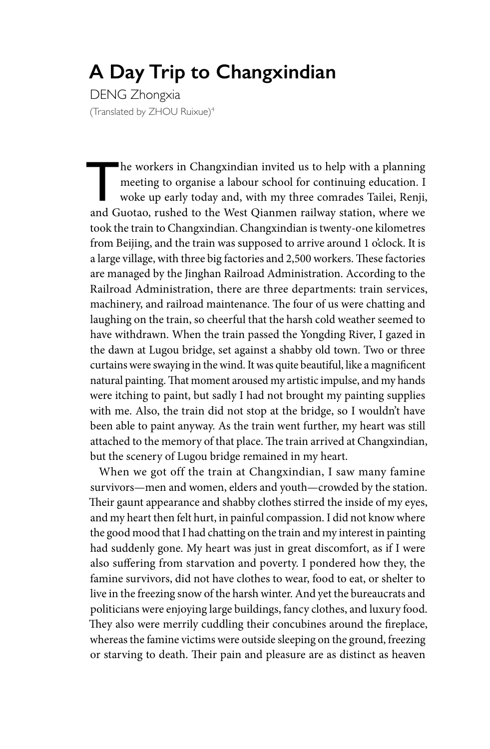# A Day Trip to Changxindian

DENG Zhongxia

(Translated by ZHOU Ruixue)[4]

The workers in Changxindian invited us to help with a planning meeting to organise a labour school for continuing education. I woke up early today and, with my three comrades Tailei, Renji, and Guotao, rushed to the West Qianmen railway station, where we took the train to Changxindian. Changxindian is twenty-one kilometres from Beijing, and the train was supposed to arrive around 1 o'clock. It is a large village, with three big factories and 2,500 workers. These factories are managed by the Jinghan Railroad Administration. According to the Railroad Administration, there are three departments: train services, machinery, and railroad maintenance. The four of us were chatting and laughing on the train, so cheerful that the harsh cold weather seemed to have withdrawn. When the train passed the Yongding River, I gazed in the dawn at Lugou bridge, set against a shabby old town. Two or three curtains were swaying in the wind. It was quite beautiful, like a magnificent natural painting. That moment aroused my artistic impulse, and my hands were itching to paint, but sadly I had not brought my painting supplies with me. Also, the train did not stop at the bridge, so I wouldn't have been able to paint anyway. As the train went further, my heart was still attached to the memory of that place. The train arrived at Changxindian, but the scenery of Lugou bridge remained in my heart.

When we got off the train at Changxindian, I saw many famine survivors—men and women, elders and youth—crowded by the station. Their gaunt appearance and shabby clothes stirred the inside of my eyes, and my heart then felt hurt, in painful compassion. I did not know where the good mood that I had chatting on the train and my interest in painting had suddenly gone. My heart was just in great discomfort, as if I were also suffering from starvation and poverty. I pondered how they, the famine survivors, did not have clothes to wear, food to eat, or shelter to live in the freezing snow of the harsh winter. And yet the bureaucrats and politicians were enjoying large buildings, fancy clothes, and luxury food. They also were merrily cuddling their concubines around the fireplace, whereas the famine victims were outside sleeping on the ground, freezing or starving to death. Their pain and pleasure are as distinct as heaven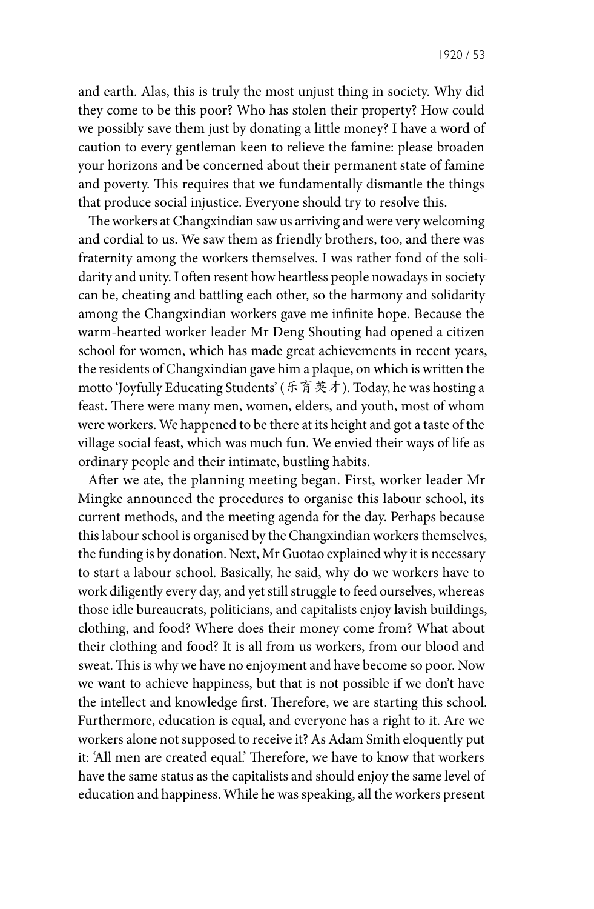and earth. Alas, this is truly the most unjust thing in society. Why did they come to be this poor? Who has stolen their property? How could we possibly save them just by donating a little money? I have a word of caution to every gentleman keen to relieve the famine: please broaden your horizons and be concerned about their permanent state of famine and poverty. This requires that we fundamentally dismantle the things that produce social injustice. Everyone should try to resolve this.

The workers at Changxindian saw us arriving and were very welcoming and cordial to us. We saw them as friendly brothers, too, and there was fraternity among the workers themselves. I was rather fond of the solidarity and unity. I often resent how heartless people nowadays in society can be, cheating and battling each other, so the harmony and solidarity among the Changxindian workers gave me infinite hope. Because the warm-hearted worker leader Mr Deng Shouting had opened a citizen school for women, which has made great achievements in recent years, the residents of Changxindian gave him a plaque, on which is written the motto 'Joyfully Educating Students' (乐育英才). Today, he was hosting a feast. There were many men, women, elders, and youth, most of whom were workers. We happened to be there at its height and got a taste of the village social feast, which was much fun. We envied their ways of life as ordinary people and their intimate, bustling habits.

After we ate, the planning meeting began. First, worker leader Mr Mingke announced the procedures to organise this labour school, its current methods, and the meeting agenda for the day. Perhaps because this labour school is organised by the Changxindian workers themselves, the funding is by donation. Next, Mr Guotao explained why it is necessary to start a labour school. Basically, he said, why do we workers have to work diligently every day, and yet still struggle to feed ourselves, whereas those idle bureaucrats, politicians, and capitalists enjoy lavish buildings, clothing, and food? Where does their money come from? What about their clothing and food? It is all from us workers, from our blood and sweat. This is why we have no enjoyment and have become so poor. Now we want to achieve happiness, but that is not possible if we don't have the intellect and knowledge first. Therefore, we are starting this school. Furthermore, education is equal, and everyone has a right to it. Are we workers alone not supposed to receive it? As Adam Smith eloquently put it: 'All men are created equal.' Therefore, we have to know that workers have the same status as the capitalists and should enjoy the same level of education and happiness. While he was speaking, all the workers present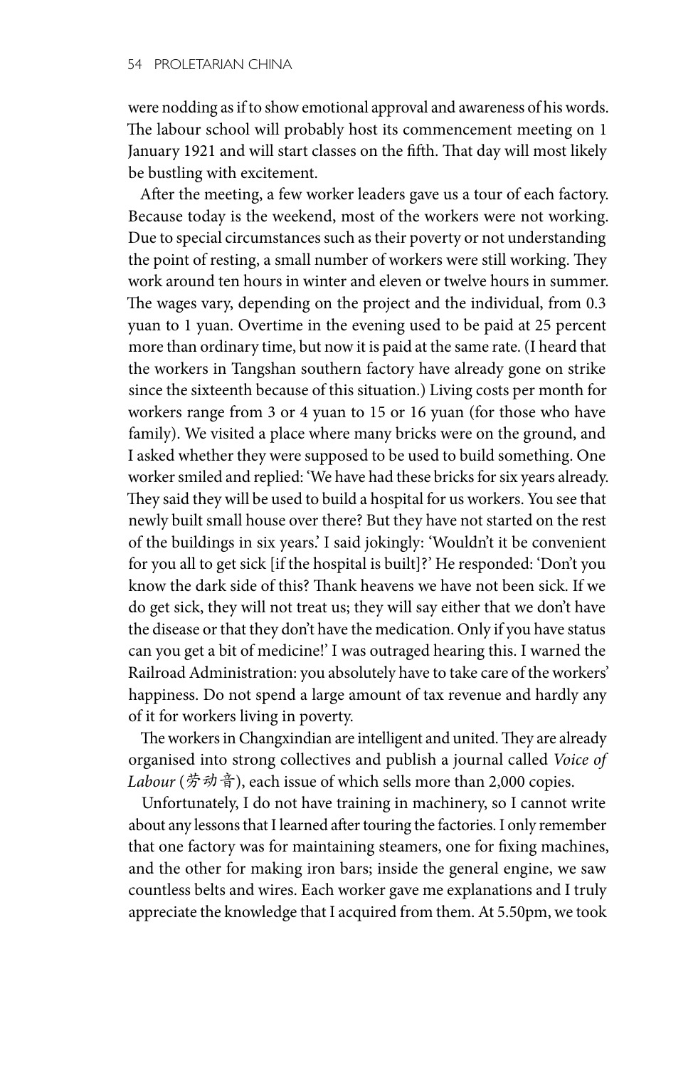were nodding as if to show emotional approval and awareness of his words. The labour school will probably host its commencement meeting on 1 January 1921 and will start classes on the fifth. That day will most likely be bustling with excitement.

After the meeting, a few worker leaders gave us a tour of each factory. Because today is the weekend, most of the workers were not working. Due to special circumstances such as their poverty or not understanding the point of resting, a small number of workers were still working. They work around ten hours in winter and eleven or twelve hours in summer. The wages vary, depending on the project and the individual, from 0.3 yuan to 1 yuan. Overtime in the evening used to be paid at 25 percent more than ordinary time, but now it is paid at the same rate. (I heard that the workers in Tangshan southern factory have already gone on strike since the sixteenth because of this situation.) Living costs per month for workers range from 3 or 4 yuan to 15 or 16 yuan (for those who have family). We visited a place where many bricks were on the ground, and I asked whether they were supposed to be used to build something. One worker smiled and replied: 'We have had these bricks for six years already. They said they will be used to build a hospital for us workers. You see that newly built small house over there? But they have not started on the rest of the buildings in six years.' I said jokingly: 'Wouldn't it be convenient for you all to get sick [if the hospital is built]?' He responded: 'Don't you know the dark side of this? Thank heavens we have not been sick. If we do get sick, they will not treat us; they will say either that we don't have the disease or that they don't have the medication. Only if you have status can you get a bit of medicine!' I was outraged hearing this. I warned the Railroad Administration: you absolutely have to take care of the workers' happiness. Do not spend a large amount of tax revenue and hardly any of it for workers living in poverty.

The workers in Changxindian are intelligent and united. They are already organised into strong collectives and publish a journal called *Voice of Labour* (劳动音), each issue of which sells more than 2,000 copies.

Unfortunately, I do not have training in machinery, so I cannot write about any lessons that I learned after touring the factories. I only remember that one factory was for maintaining steamers, one for fixing machines, and the other for making iron bars; inside the general engine, we saw countless belts and wires. Each worker gave me explanations and I truly appreciate the knowledge that I acquired from them. At 5.50pm, we took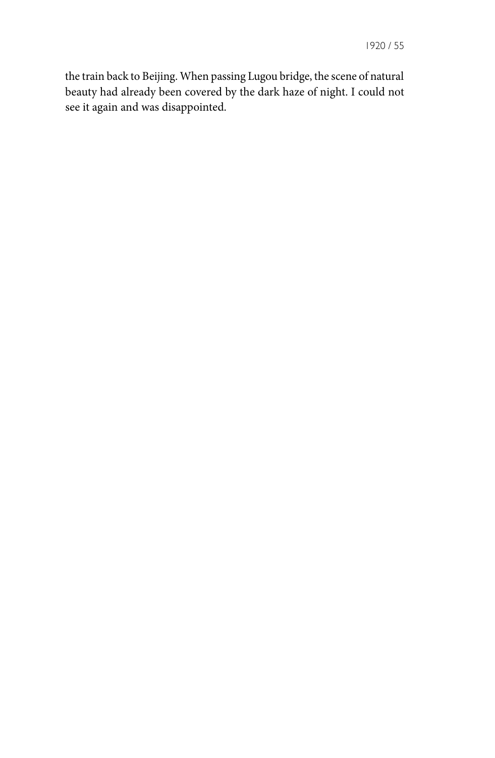the train back to Beijing. When passing Lugou bridge, the scene of natural beauty had already been covered by the dark haze of night. I could not see it again and was disappointed.